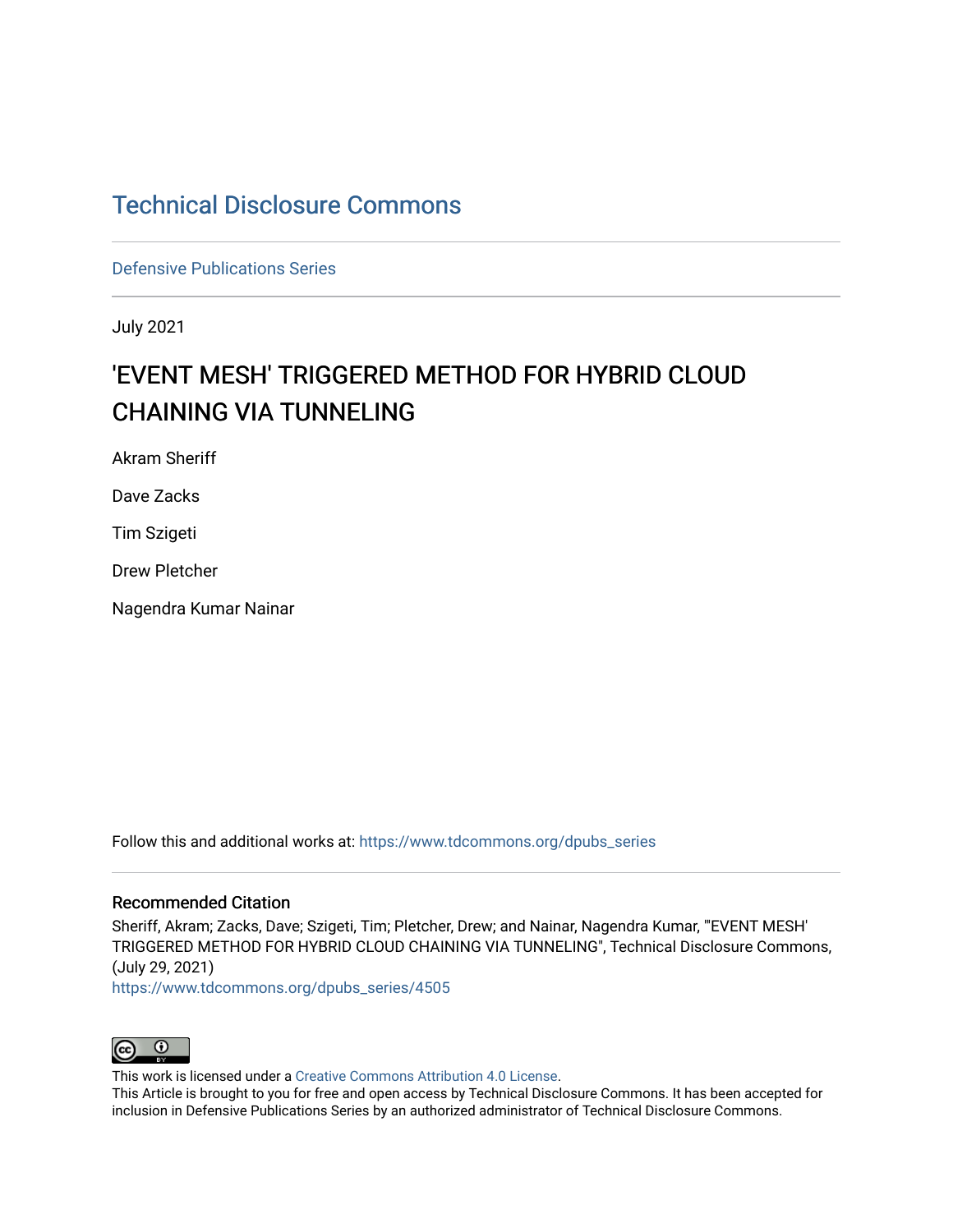# Technical Disclosure Commons

Defensive Publications Series

July 2021

## 'EVENT MESH' TRIGGERED METHOD FOR HYBRID CLOUD CHAINING VIA TUNNELING

Akram Sheriff

Dave Zacks

Tim Szigeti

Drew Pletcher

Nagendra Kumar Nainar

Follow this and additional works at: https://www.tdcommons.org/dpubs_series

### Recommended Citation

Sheriff, Akram; Zacks, Dave; Szigeti, Tim; Pletcher, Drew; and Nainar, Nagendra Kumar, "'EVENT MESH' TRIGGERED METHOD FOR HYBRID CLOUD CHAINING VIA TUNNELING", Technical Disclosure Commons, (July 29, 2021)
https://www.tdcommons.org/dpubs_series/4505

This work is licensed under a Creative Commons Attribution 4.0 License.
This Article is brought to you for free and open access by Technical Disclosure Commons. It has been accepted for inclusion in Defensive Publications Series by an authorized administrator of Technical Disclosure Commons.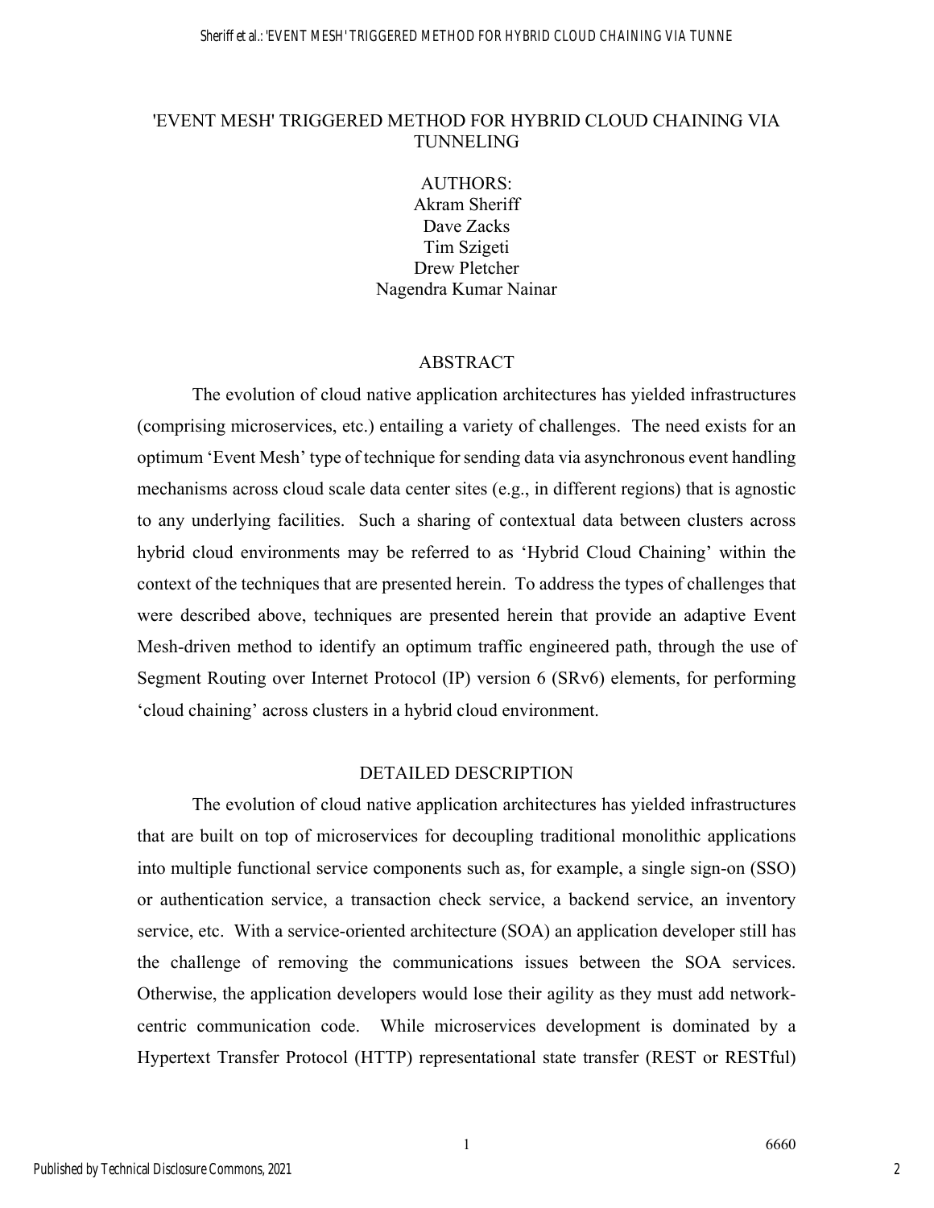# 'EVENT MESH' TRIGGERED METHOD FOR HYBRID CLOUD CHAINING VIA TUNNELING

AUTHORS:
Akram Sheriff
Dave Zacks
Tim Szigeti
Drew Pletcher
Nagendra Kumar Nainar

## ABSTRACT

The evolution of cloud native application architectures has yielded infrastructures (comprising microservices, etc.) entailing a variety of challenges. The need exists for an optimum 'Event Mesh' type of technique for sending data via asynchronous event handling mechanisms across cloud scale data center sites (e.g., in different regions) that is agnostic to any underlying facilities. Such a sharing of contextual data between clusters across hybrid cloud environments may be referred to as 'Hybrid Cloud Chaining' within the context of the techniques that are presented herein. To address the types of challenges that were described above, techniques are presented herein that provide an adaptive Event Mesh-driven method to identify an optimum traffic engineered path, through the use of Segment Routing over Internet Protocol (IP) version 6 (SRv6) elements, for performing 'cloud chaining' across clusters in a hybrid cloud environment.

## DETAILED DESCRIPTION

The evolution of cloud native application architectures has yielded infrastructures that are built on top of microservices for decoupling traditional monolithic applications into multiple functional service components such as, for example, a single sign-on (SSO) or authentication service, a transaction check service, a backend service, an inventory service, etc. With a service-oriented architecture (SOA) an application developer still has the challenge of removing the communications issues between the SOA services. Otherwise, the application developers would lose their agility as they must add network-centric communication code. While microservices development is dominated by a Hypertext Transfer Protocol (HTTP) representational state transfer (REST or RESTful)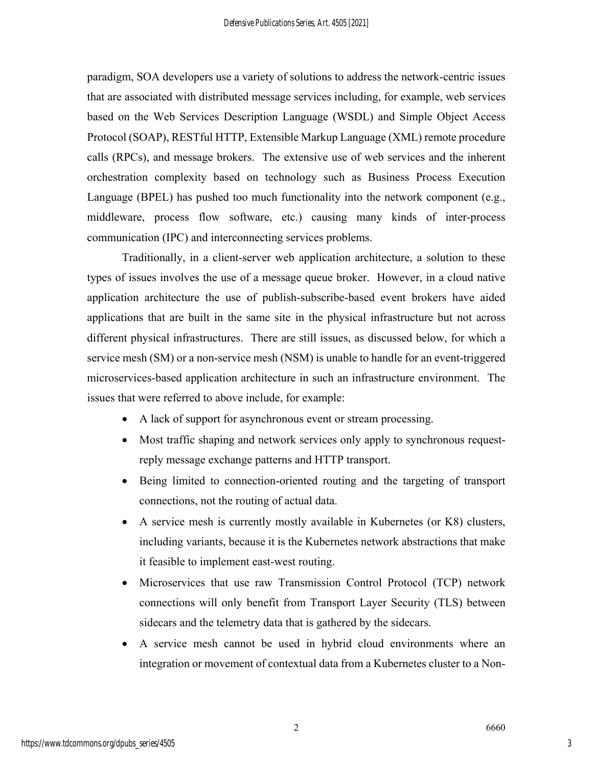paradigm, SOA developers use a variety of solutions to address the network-centric issues that are associated with distributed message services including, for example, web services based on the Web Services Description Language (WSDL) and Simple Object Access Protocol (SOAP), RESTful HTTP, Extensible Markup Language (XML) remote procedure calls (RPCs), and message brokers. The extensive use of web services and the inherent orchestration complexity based on technology such as Business Process Execution Language (BPEL) has pushed too much functionality into the network component (e.g., middleware, process flow software, etc.) causing many kinds of inter-process communication (IPC) and interconnecting services problems.

Traditionally, in a client-server web application architecture, a solution to these types of issues involves the use of a message queue broker. However, in a cloud native application architecture the use of publish-subscribe-based event brokers have aided applications that are built in the same site in the physical infrastructure but not across different physical infrastructures. There are still issues, as discussed below, for which a service mesh (SM) or a non-service mesh (NSM) is unable to handle for an event-triggered microservices-based application architecture in such an infrastructure environment. The issues that were referred to above include, for example:

- A lack of support for asynchronous event or stream processing.
- Most traffic shaping and network services only apply to synchronous request-reply message exchange patterns and HTTP transport.
- Being limited to connection-oriented routing and the targeting of transport connections, not the routing of actual data.
- A service mesh is currently mostly available in Kubernetes (or K8) clusters, including variants, because it is the Kubernetes network abstractions that make it feasible to implement east-west routing.
- Microservices that use raw Transmission Control Protocol (TCP) network connections will only benefit from Transport Layer Security (TLS) between sidecars and the telemetry data that is gathered by the sidecars.
- A service mesh cannot be used in hybrid cloud environments where an integration or movement of contextual data from a Kubernetes cluster to a Non-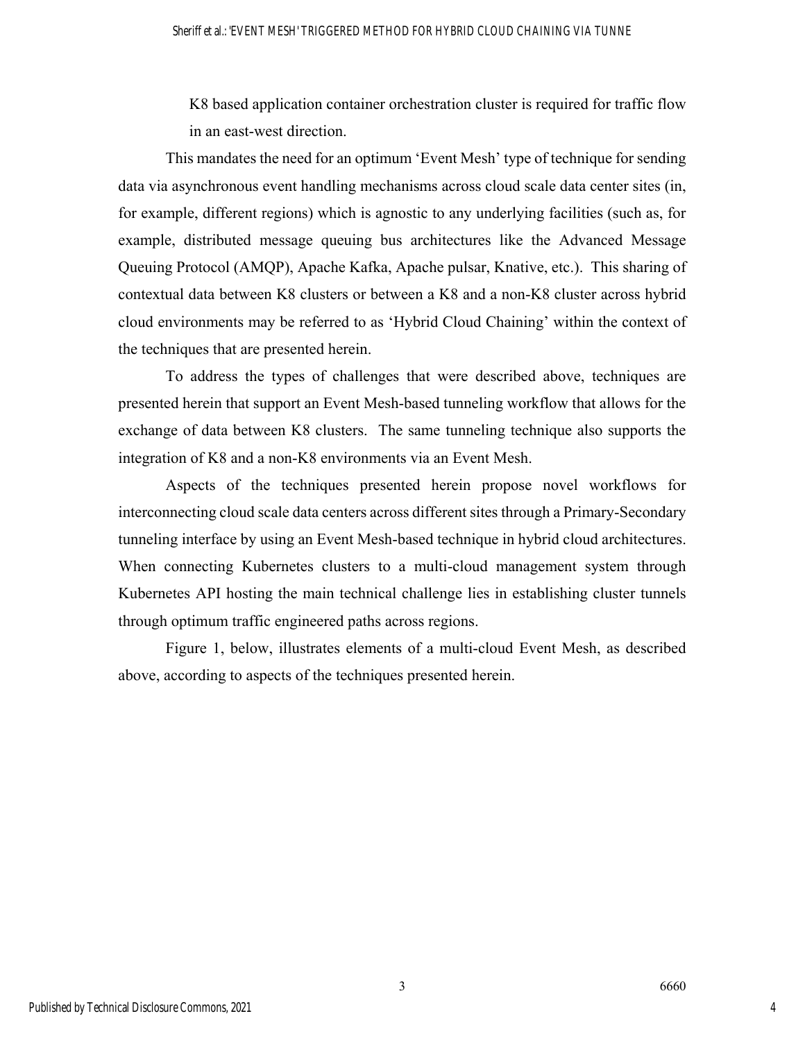K8 based application container orchestration cluster is required for traffic flow in an east-west direction.

This mandates the need for an optimum 'Event Mesh' type of technique for sending data via asynchronous event handling mechanisms across cloud scale data center sites (in, for example, different regions) which is agnostic to any underlying facilities (such as, for example, distributed message queuing bus architectures like the Advanced Message Queuing Protocol (AMQP), Apache Kafka, Apache pulsar, Knative, etc.). This sharing of contextual data between K8 clusters or between a K8 and a non-K8 cluster across hybrid cloud environments may be referred to as 'Hybrid Cloud Chaining' within the context of the techniques that are presented herein.

To address the types of challenges that were described above, techniques are presented herein that support an Event Mesh-based tunneling workflow that allows for the exchange of data between K8 clusters. The same tunneling technique also supports the integration of K8 and a non-K8 environments via an Event Mesh.

Aspects of the techniques presented herein propose novel workflows for interconnecting cloud scale data centers across different sites through a Primary-Secondary tunneling interface by using an Event Mesh-based technique in hybrid cloud architectures. When connecting Kubernetes clusters to a multi-cloud management system through Kubernetes API hosting the main technical challenge lies in establishing cluster tunnels through optimum traffic engineered paths across regions.

Figure 1, below, illustrates elements of a multi-cloud Event Mesh, as described above, according to aspects of the techniques presented herein.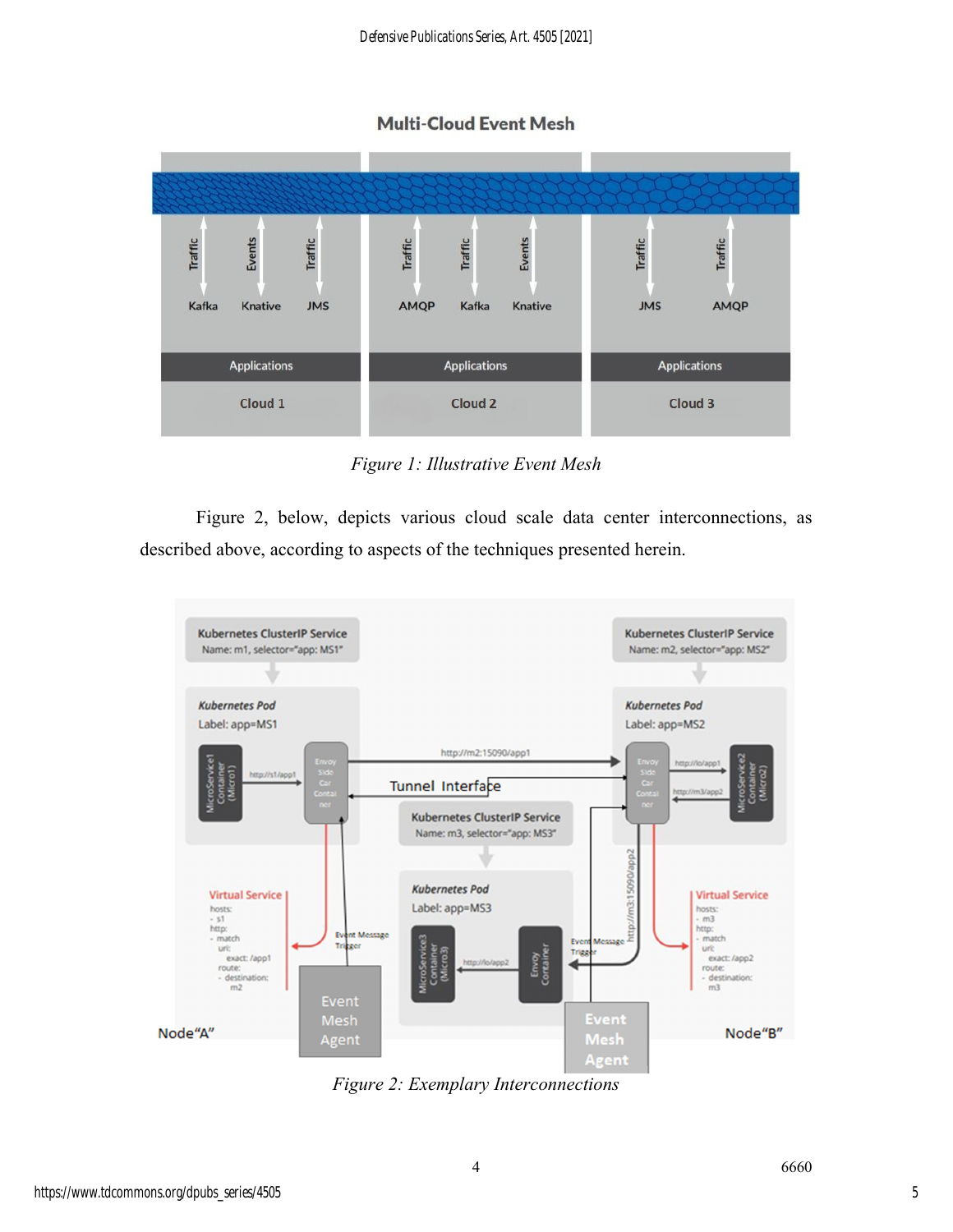*Figure 1: Illustrative Event Mesh*

Figure 2, below, depicts various cloud scale data center interconnections, as described above, according to aspects of the techniques presented herein.

*Figure 2: Exemplary Interconnections*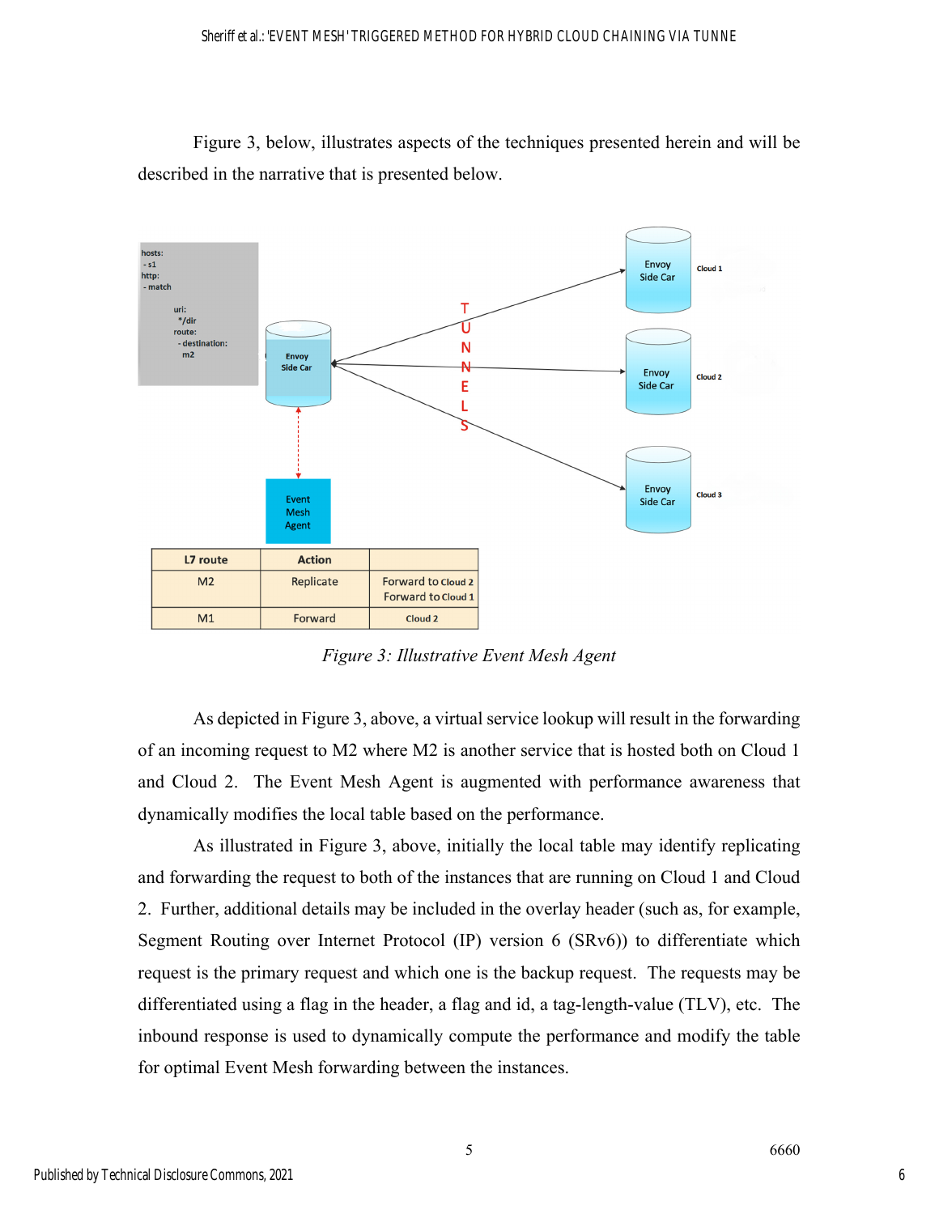Figure 3, below, illustrates aspects of the techniques presented herein and will be described in the narrative that is presented below.

| L7 route | Action | |
|---|---|---|
| M2 | Replicate | Forward to Cloud 2<br>Forward to Cloud 1 |
| M1 | Forward | Cloud 2 |

*Figure 3: Illustrative Event Mesh Agent*

As depicted in Figure 3, above, a virtual service lookup will result in the forwarding of an incoming request to M2 where M2 is another service that is hosted both on Cloud 1 and Cloud 2. The Event Mesh Agent is augmented with performance awareness that dynamically modifies the local table based on the performance.

As illustrated in Figure 3, above, initially the local table may identify replicating and forwarding the request to both of the instances that are running on Cloud 1 and Cloud 2. Further, additional details may be included in the overlay header (such as, for example, Segment Routing over Internet Protocol (IP) version 6 (SRv6)) to differentiate which request is the primary request and which one is the backup request. The requests may be differentiated using a flag in the header, a flag and id, a tag-length-value (TLV), etc. The inbound response is used to dynamically compute the performance and modify the table for optimal Event Mesh forwarding between the instances.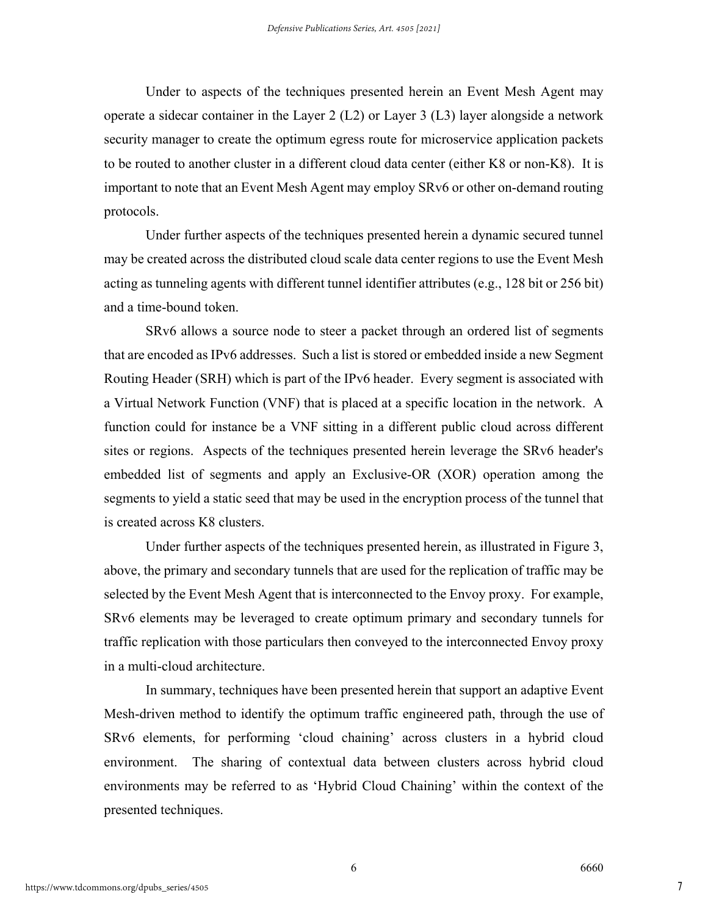Under to aspects of the techniques presented herein an Event Mesh Agent may operate a sidecar container in the Layer 2 (L2) or Layer 3 (L3) layer alongside a network security manager to create the optimum egress route for microservice application packets to be routed to another cluster in a different cloud data center (either K8 or non-K8). It is important to note that an Event Mesh Agent may employ SRv6 or other on-demand routing protocols.

Under further aspects of the techniques presented herein a dynamic secured tunnel may be created across the distributed cloud scale data center regions to use the Event Mesh acting as tunneling agents with different tunnel identifier attributes (e.g., 128 bit or 256 bit) and a time-bound token.

SRv6 allows a source node to steer a packet through an ordered list of segments that are encoded as IPv6 addresses. Such a list is stored or embedded inside a new Segment Routing Header (SRH) which is part of the IPv6 header. Every segment is associated with a Virtual Network Function (VNF) that is placed at a specific location in the network. A function could for instance be a VNF sitting in a different public cloud across different sites or regions. Aspects of the techniques presented herein leverage the SRv6 header's embedded list of segments and apply an Exclusive-OR (XOR) operation among the segments to yield a static seed that may be used in the encryption process of the tunnel that is created across K8 clusters.

Under further aspects of the techniques presented herein, as illustrated in Figure 3, above, the primary and secondary tunnels that are used for the replication of traffic may be selected by the Event Mesh Agent that is interconnected to the Envoy proxy. For example, SRv6 elements may be leveraged to create optimum primary and secondary tunnels for traffic replication with those particulars then conveyed to the interconnected Envoy proxy in a multi-cloud architecture.

In summary, techniques have been presented herein that support an adaptive Event Mesh-driven method to identify the optimum traffic engineered path, through the use of SRv6 elements, for performing 'cloud chaining' across clusters in a hybrid cloud environment. The sharing of contextual data between clusters across hybrid cloud environments may be referred to as 'Hybrid Cloud Chaining' within the context of the presented techniques.